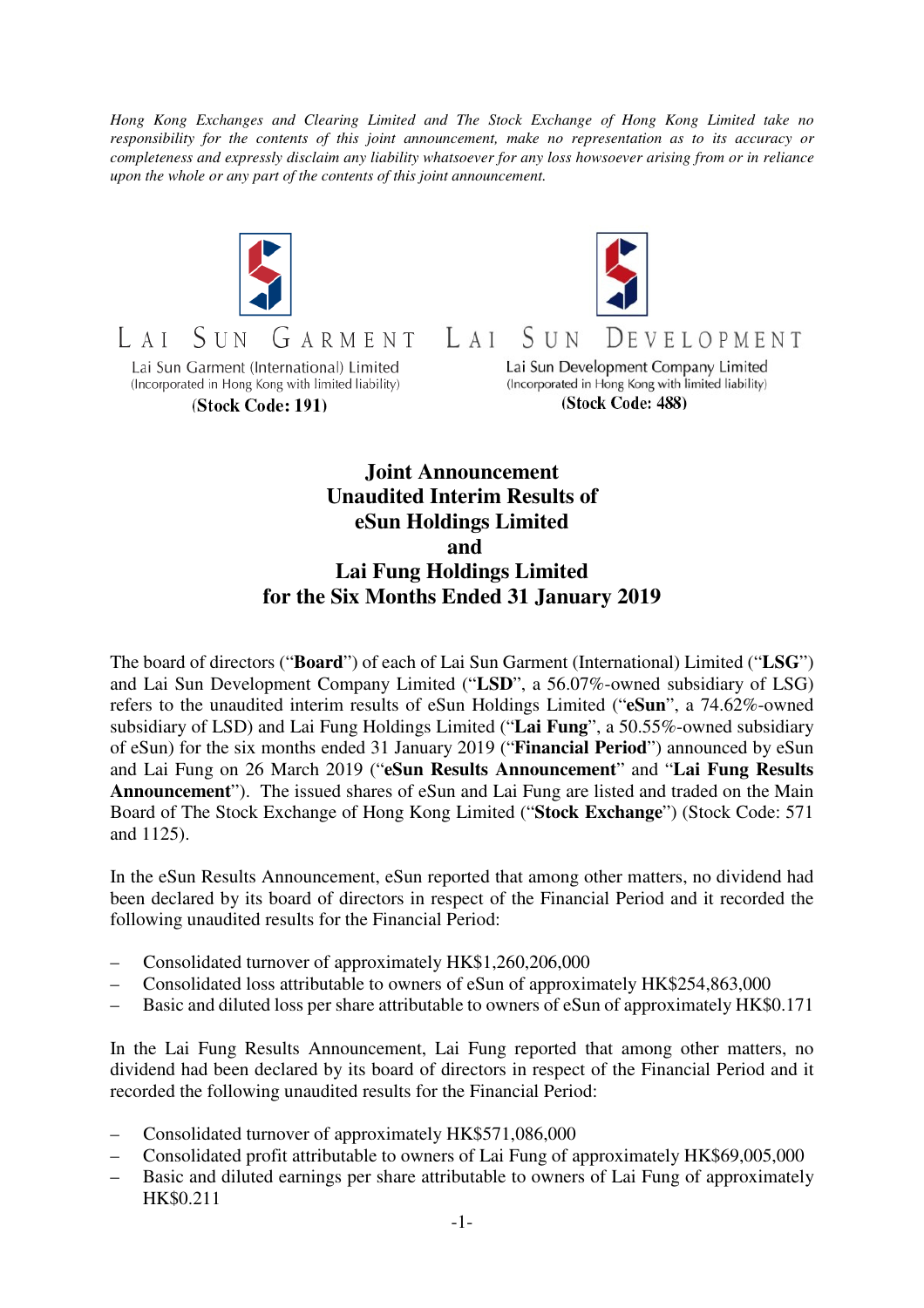*Hong Kong Exchanges and Clearing Limited and The Stock Exchange of Hong Kong Limited take no responsibility for the contents of this joint announcement, make no representation as to its accuracy or completeness and expressly disclaim any liability whatsoever for any loss howsoever arising from or in reliance upon the whole or any part of the contents of this joint announcement.*

LAI SUN GARMENT

Lai Sun Garment (International) Limited
(Incorporated in Hong Kong with limited liability)
**(Stock Code: 191)**

LAI SUN DEVELOPMENT

Lai Sun Development Company Limited
(Incorporated in Hong Kong with limited liability)
**(Stock Code: 488)**

# Joint Announcement
# Unaudited Interim Results of eSun Holdings Limited and Lai Fung Holdings Limited for the Six Months Ended 31 January 2019

The board of directors ("**Board**") of each of Lai Sun Garment (International) Limited ("**LSG**") and Lai Sun Development Company Limited ("**LSD**", a 56.07%-owned subsidiary of LSG) refers to the unaudited interim results of eSun Holdings Limited ("**eSun**", a 74.62%-owned subsidiary of LSD) and Lai Fung Holdings Limited ("**Lai Fung**", a 50.55%-owned subsidiary of eSun) for the six months ended 31 January 2019 ("**Financial Period**") announced by eSun and Lai Fung on 26 March 2019 ("**eSun Results Announcement**" and "**Lai Fung Results Announcement**"). The issued shares of eSun and Lai Fung are listed and traded on the Main Board of The Stock Exchange of Hong Kong Limited ("**Stock Exchange**") (Stock Code: 571 and 1125).

In the eSun Results Announcement, eSun reported that among other matters, no dividend had been declared by its board of directors in respect of the Financial Period and it recorded the following unaudited results for the Financial Period:

- Consolidated turnover of approximately HK$1,260,206,000
- Consolidated loss attributable to owners of eSun of approximately HK$254,863,000
- Basic and diluted loss per share attributable to owners of eSun of approximately HK$0.171

In the Lai Fung Results Announcement, Lai Fung reported that among other matters, no dividend had been declared by its board of directors in respect of the Financial Period and it recorded the following unaudited results for the Financial Period:

- Consolidated turnover of approximately HK$571,086,000
- Consolidated profit attributable to owners of Lai Fung of approximately HK$69,005,000
- Basic and diluted earnings per share attributable to owners of Lai Fung of approximately HK$0.211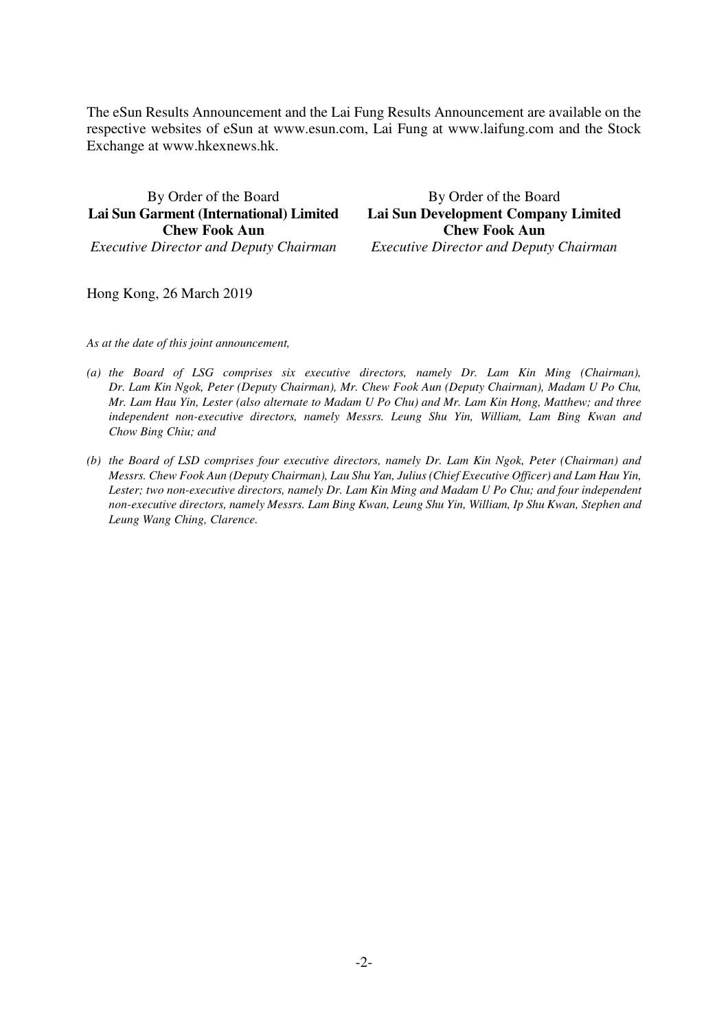The eSun Results Announcement and the Lai Fung Results Announcement are available on the respective websites of eSun at www.esun.com, Lai Fung at www.laifung.com and the Stock Exchange at www.hkexnews.hk.

By Order of the Board
**Lai Sun Garment (International) Limited**
**Chew Fook Aun**
*Executive Director and Deputy Chairman*

By Order of the Board
**Lai Sun Development Company Limited**
**Chew Fook Aun**
*Executive Director and Deputy Chairman*

Hong Kong, 26 March 2019

*As at the date of this joint announcement,*

*(a) the Board of LSG comprises six executive directors, namely Dr. Lam Kin Ming (Chairman), Dr. Lam Kin Ngok, Peter (Deputy Chairman), Mr. Chew Fook Aun (Deputy Chairman), Madam U Po Chu, Mr. Lam Hau Yin, Lester (also alternate to Madam U Po Chu) and Mr. Lam Kin Hong, Matthew; and three independent non-executive directors, namely Messrs. Leung Shu Yin, William, Lam Bing Kwan and Chow Bing Chiu; and*

*(b) the Board of LSD comprises four executive directors, namely Dr. Lam Kin Ngok, Peter (Chairman) and Messrs. Chew Fook Aun (Deputy Chairman), Lau Shu Yan, Julius (Chief Executive Officer) and Lam Hau Yin, Lester; two non-executive directors, namely Dr. Lam Kin Ming and Madam U Po Chu; and four independent non-executive directors, namely Messrs. Lam Bing Kwan, Leung Shu Yin, William, Ip Shu Kwan, Stephen and Leung Wang Ching, Clarence.*